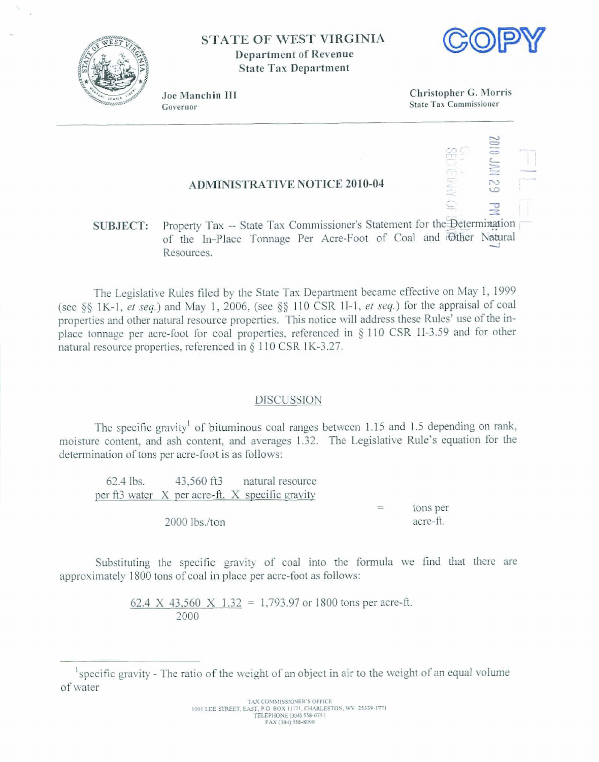# STATE OF WEST VIRGINIA
## Department of Revenue
## State Tax Department

**COPY**

Joe Manchin III
Governor

Christopher G. Morris
State Tax Commissioner

2010 JAN 29 PM 1:07

FILED

## ADMINISTRATIVE NOTICE 2010-04

**SUBJECT:** Property Tax -- State Tax Commissioner's Statement for the Determination of the In-Place Tonnage Per Acre-Foot of Coal and Other Natural Resources.

The Legislative Rules filed by the State Tax Department became effective on May 1, 1999 (see §§ 1K-1, *et seq.*) and May 1, 2006, (see §§ 110 CSR 1I-1, *et seq.*) for the appraisal of coal properties and other natural resource properties. This notice will address these Rules' use of the in-place tonnage per acre-foot for coal properties, referenced in § 110 CSR 1I-3.59 and for other natural resource properties, referenced in § 110 CSR 1K-3.27.

### DISCUSSION

The specific gravity[1] of bituminous coal ranges between 1.15 and 1.5 depending on rank, moisture content, and ash content, and averages 1.32. The Legislative Rule's equation for the determination of tons per acre-foot is as follows:

$$\frac{62.4 \text{ lbs. per ft3 water} \times 43{,}560 \text{ ft3 per acre-ft.} \times \text{natural resource specific gravity}}{2000 \text{ lbs./ton}} = \text{tons per acre-ft.}$$

Substituting the specific gravity of coal into the formula we find that there are approximately 1800 tons of coal in place per acre-foot as follows:

$$\frac{62.4 \times 43{,}560 \times 1.32}{2000} = 1{,}793.97 \text{ or } 1800 \text{ tons per acre-ft.}$$

---

[1] specific gravity - The ratio of the weight of an object in air to the weight of an equal volume of water

TAX COMMISSIONER'S OFFICE
1001 LEE STREET, EAST, P O BOX 11771, CHARLESTON, WV 25339-1771
TELEPHONE (304) 558-0751
FAX (304) 558-8999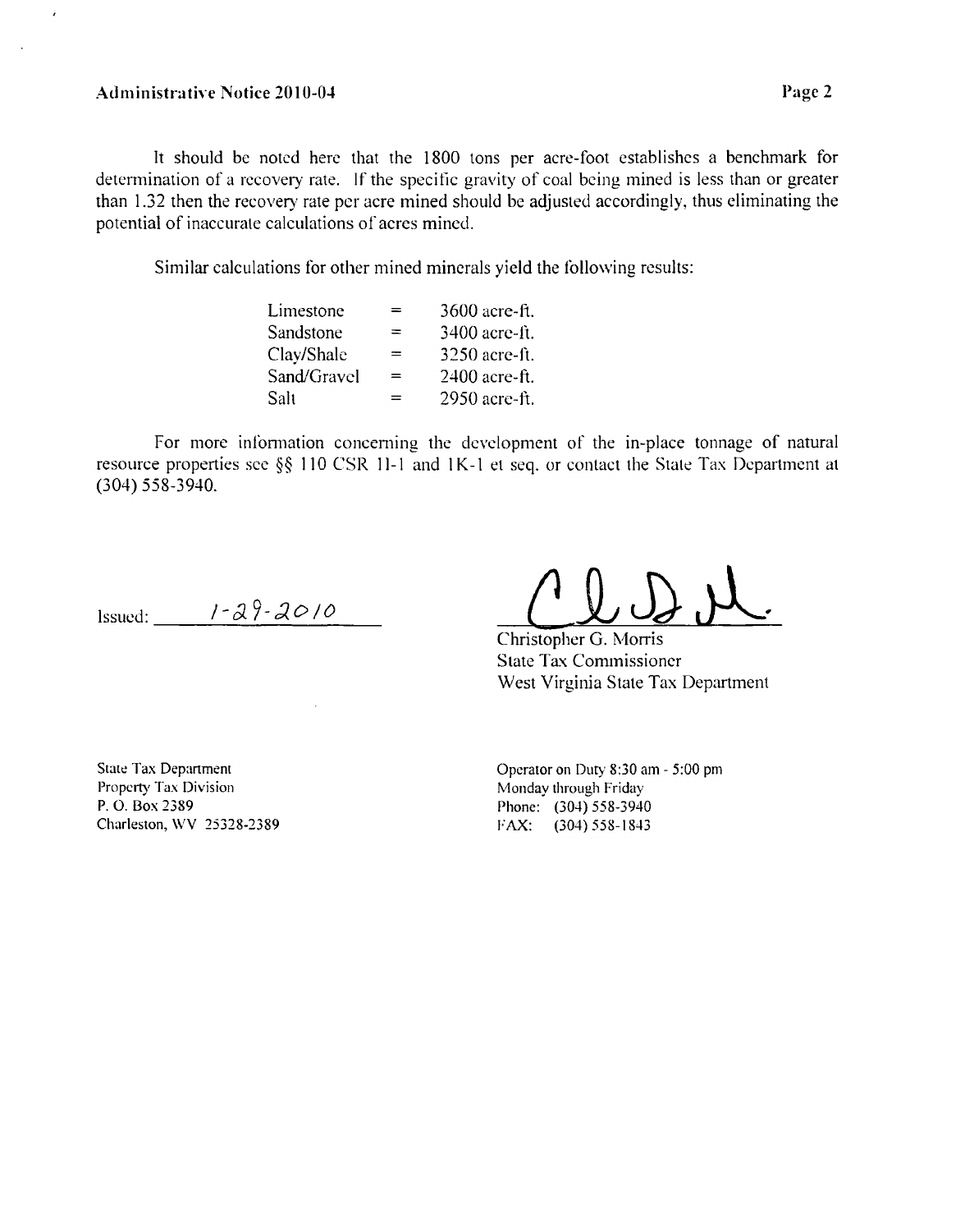It should be noted here that the 1800 tons per acre-foot establishes a benchmark for determination of a recovery rate. If the specific gravity of coal being mined is less than or greater than 1.32 then the recovery rate per acre mined should be adjusted accordingly, thus eliminating the potential of inaccurate calculations of acres mined.

Similar calculations for other mined minerals yield the following results:

| | | |
|---|---|---|
| Limestone | = | 3600 acre-ft. |
| Sandstone | = | 3400 acre-ft. |
| Clay/Shale | = | 3250 acre-ft. |
| Sand/Gravel | = | 2400 acre-ft. |
| Salt | = | 2950 acre-ft. |

For more information concerning the development of the in-place tonnage of natural resource properties see §§ 110 CSR 1I-1 and 1K-1 et seq. or contact the State Tax Department at (304) 558-3940.

Issued: 1-29-2010

Christopher G. Morris
State Tax Commissioner
West Virginia State Tax Department

State Tax Department
Property Tax Division
P. O. Box 2389
Charleston, WV 25328-2389

Operator on Duty 8:30 am - 5:00 pm
Monday through Friday
Phone: (304) 558-3940
FAX: (304) 558-1843